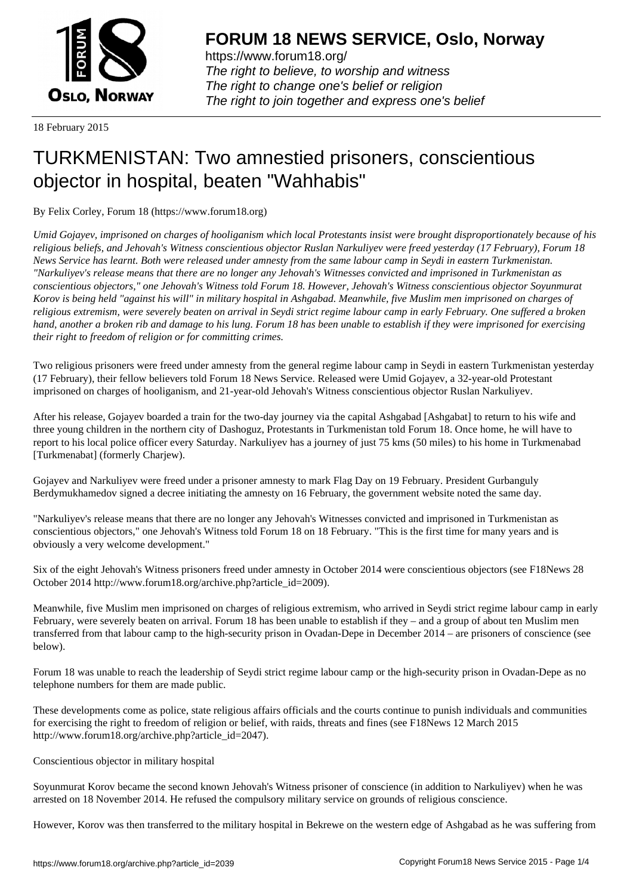# FORUM 18 NEWS SERVICE, Oslo, Norway

https://www.forum18.org/
*The right to believe, to worship and witness*
*The right to change one's belief or religion*
*The right to join together and express one's belief*

18 February 2015

# TURKMENISTAN: Two amnestied prisoners, conscientious objector in hospital, beaten "Wahhabis"

By Felix Corley, Forum 18 (https://www.forum18.org)

*Umid Gojayev, imprisoned on charges of hooliganism which local Protestants insist were brought disproportionately because of his religious beliefs, and Jehovah's Witness conscientious objector Ruslan Narkuliyev were freed yesterday (17 February), Forum 18 News Service has learnt. Both were released under amnesty from the same labour camp in Seydi in eastern Turkmenistan. "Narkuliyev's release means that there are no longer any Jehovah's Witnesses convicted and imprisoned in Turkmenistan as conscientious objectors," one Jehovah's Witness told Forum 18. However, Jehovah's Witness conscientious objector Soyunmurat Korov is being held "against his will" in military hospital in Ashgabad. Meanwhile, five Muslim men imprisoned on charges of religious extremism, were severely beaten on arrival in Seydi strict regime labour camp in early February. One suffered a broken hand, another a broken rib and damage to his lung. Forum 18 has been unable to establish if they were imprisoned for exercising their right to freedom of religion or for committing crimes.*

Two religious prisoners were freed under amnesty from the general regime labour camp in Seydi in eastern Turkmenistan yesterday (17 February), their fellow believers told Forum 18 News Service. Released were Umid Gojayev, a 32-year-old Protestant imprisoned on charges of hooliganism, and 21-year-old Jehovah's Witness conscientious objector Ruslan Narkuliyev.

After his release, Gojayev boarded a train for the two-day journey via the capital Ashgabad [Ashgabat] to return to his wife and three young children in the northern city of Dashoguz, Protestants in Turkmenistan told Forum 18. Once home, he will have to report to his local police officer every Saturday. Narkuliyev has a journey of just 75 kms (50 miles) to his home in Turkmenabad [Turkmenabat] (formerly Charjew).

Gojayev and Narkuliyev were freed under a prisoner amnesty to mark Flag Day on 19 February. President Gurbanguly Berdymukhamedov signed a decree initiating the amnesty on 16 February, the government website noted the same day.

"Narkuliyev's release means that there are no longer any Jehovah's Witnesses convicted and imprisoned in Turkmenistan as conscientious objectors," one Jehovah's Witness told Forum 18 on 18 February. "This is the first time for many years and is obviously a very welcome development."

Six of the eight Jehovah's Witness prisoners freed under amnesty in October 2014 were conscientious objectors (see F18News 28 October 2014 http://www.forum18.org/archive.php?article_id=2009).

Meanwhile, five Muslim men imprisoned on charges of religious extremism, who arrived in Seydi strict regime labour camp in early February, were severely beaten on arrival. Forum 18 has been unable to establish if they – and a group of about ten Muslim men transferred from that labour camp to the high-security prison in Ovadan-Depe in December 2014 – are prisoners of conscience (see below).

Forum 18 was unable to reach the leadership of Seydi strict regime labour camp or the high-security prison in Ovadan-Depe as no telephone numbers for them are made public.

These developments come as police, state religious affairs officials and the courts continue to punish individuals and communities for exercising the right to freedom of religion or belief, with raids, threats and fines (see F18News 12 March 2015 http://www.forum18.org/archive.php?article_id=2047).

Conscientious objector in military hospital

Soyunmurat Korov became the second known Jehovah's Witness prisoner of conscience (in addition to Narkuliyev) when he was arrested on 18 November 2014. He refused the compulsory military service on grounds of religious conscience.

However, Korov was then transferred to the military hospital in Bekrewe on the western edge of Ashgabad as he was suffering from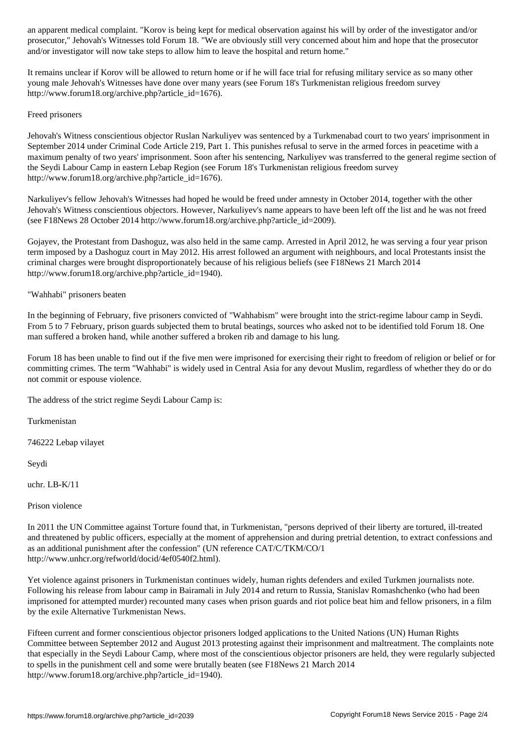an apparent medical complaint. "Korov is being kept for medical observation against his will by order of the investigator and/or prosecutor," Jehovah's Witnesses told Forum 18. "We are obviously still very concerned about him and hope that the prosecutor and/or investigator will now take steps to allow him to leave the hospital and return home."

It remains unclear if Korov will be allowed to return home or if he will face trial for refusing military service as so many other young male Jehovah's Witnesses have done over many years (see Forum 18's Turkmenistan religious freedom survey http://www.forum18.org/archive.php?article_id=1676).

## Freed prisoners

Jehovah's Witness conscientious objector Ruslan Narkuliyev was sentenced by a Turkmenabad court to two years' imprisonment in September 2014 under Criminal Code Article 219, Part 1. This punishes refusal to serve in the armed forces in peacetime with a maximum penalty of two years' imprisonment. Soon after his sentencing, Narkuliyev was transferred to the general regime section of the Seydi Labour Camp in eastern Lebap Region (see Forum 18's Turkmenistan religious freedom survey http://www.forum18.org/archive.php?article_id=1676).

Narkuliyev's fellow Jehovah's Witnesses had hoped he would be freed under amnesty in October 2014, together with the other Jehovah's Witness conscientious objectors. However, Narkuliyev's name appears to have been left off the list and he was not freed (see F18News 28 October 2014 http://www.forum18.org/archive.php?article_id=2009).

Gojayev, the Protestant from Dashoguz, was also held in the same camp. Arrested in April 2012, he was serving a four year prison term imposed by a Dashoguz court in May 2012. His arrest followed an argument with neighbours, and local Protestants insist the criminal charges were brought disproportionately because of his religious beliefs (see F18News 21 March 2014 http://www.forum18.org/archive.php?article_id=1940).

## "Wahhabi" prisoners beaten

In the beginning of February, five prisoners convicted of "Wahhabism" were brought into the strict-regime labour camp in Seydi. From 5 to 7 February, prison guards subjected them to brutal beatings, sources who asked not to be identified told Forum 18. One man suffered a broken hand, while another suffered a broken rib and damage to his lung.

Forum 18 has been unable to find out if the five men were imprisoned for exercising their right to freedom of religion or belief or for committing crimes. The term "Wahhabi" is widely used in Central Asia for any devout Muslim, regardless of whether they do or do not commit or espouse violence.

The address of the strict regime Seydi Labour Camp is:

Turkmenistan

746222 Lebap vilayet

Seydi

uchr. LB-K/11

## Prison violence

In 2011 the UN Committee against Torture found that, in Turkmenistan, "persons deprived of their liberty are tortured, ill-treated and threatened by public officers, especially at the moment of apprehension and during pretrial detention, to extract confessions and as an additional punishment after the confession" (UN reference CAT/C/TKM/CO/1 http://www.unhcr.org/refworld/docid/4ef0540f2.html).

Yet violence against prisoners in Turkmenistan continues widely, human rights defenders and exiled Turkmen journalists note. Following his release from labour camp in Bairamali in July 2014 and return to Russia, Stanislav Romashchenko (who had been imprisoned for attempted murder) recounted many cases when prison guards and riot police beat him and fellow prisoners, in a film by the exile Alternative Turkmenistan News.

Fifteen current and former conscientious objector prisoners lodged applications to the United Nations (UN) Human Rights Committee between September 2012 and August 2013 protesting against their imprisonment and maltreatment. The complaints note that especially in the Seydi Labour Camp, where most of the conscientious objector prisoners are held, they were regularly subjected to spells in the punishment cell and some were brutally beaten (see F18News 21 March 2014 http://www.forum18.org/archive.php?article_id=1940).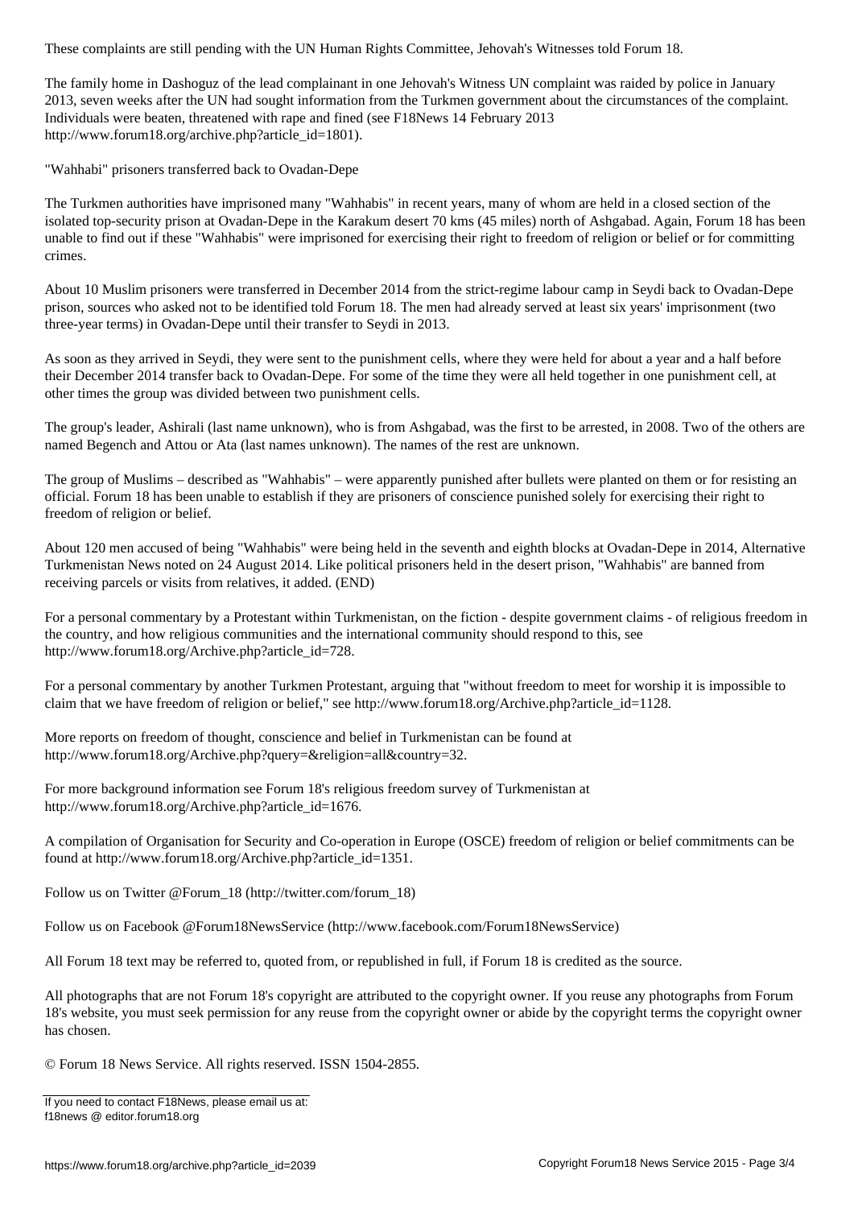These complaints are still pending with the UN Human Rights Committee, Jehovah's Witnesses told Forum 18.

The family home in Dashoguz of the lead complainant in one Jehovah's Witness UN complaint was raided by police in January 2013, seven weeks after the UN had sought information from the Turkmen government about the circumstances of the complaint. Individuals were beaten, threatened with rape and fined (see F18News 14 February 2013 http://www.forum18.org/archive.php?article_id=1801).

"Wahhabi" prisoners transferred back to Ovadan-Depe

The Turkmen authorities have imprisoned many "Wahhabis" in recent years, many of whom are held in a closed section of the isolated top-security prison at Ovadan-Depe in the Karakum desert 70 kms (45 miles) north of Ashgabad. Again, Forum 18 has been unable to find out if these "Wahhabis" were imprisoned for exercising their right to freedom of religion or belief or for committing crimes.

About 10 Muslim prisoners were transferred in December 2014 from the strict-regime labour camp in Seydi back to Ovadan-Depe prison, sources who asked not to be identified told Forum 18. The men had already served at least six years' imprisonment (two three-year terms) in Ovadan-Depe until their transfer to Seydi in 2013.

As soon as they arrived in Seydi, they were sent to the punishment cells, where they were held for about a year and a half before their December 2014 transfer back to Ovadan-Depe. For some of the time they were all held together in one punishment cell, at other times the group was divided between two punishment cells.

The group's leader, Ashirali (last name unknown), who is from Ashgabad, was the first to be arrested, in 2008. Two of the others are named Begench and Attou or Ata (last names unknown). The names of the rest are unknown.

The group of Muslims – described as "Wahhabis" – were apparently punished after bullets were planted on them or for resisting an official. Forum 18 has been unable to establish if they are prisoners of conscience punished solely for exercising their right to freedom of religion or belief.

About 120 men accused of being "Wahhabis" were being held in the seventh and eighth blocks at Ovadan-Depe in 2014, Alternative Turkmenistan News noted on 24 August 2014. Like political prisoners held in the desert prison, "Wahhabis" are banned from receiving parcels or visits from relatives, it added. (END)

For a personal commentary by a Protestant within Turkmenistan, on the fiction - despite government claims - of religious freedom in the country, and how religious communities and the international community should respond to this, see http://www.forum18.org/Archive.php?article_id=728.

For a personal commentary by another Turkmen Protestant, arguing that "without freedom to meet for worship it is impossible to claim that we have freedom of religion or belief," see http://www.forum18.org/Archive.php?article_id=1128.

More reports on freedom of thought, conscience and belief in Turkmenistan can be found at http://www.forum18.org/Archive.php?query=&religion=all&country=32.

For more background information see Forum 18's religious freedom survey of Turkmenistan at http://www.forum18.org/Archive.php?article_id=1676.

A compilation of Organisation for Security and Co-operation in Europe (OSCE) freedom of religion or belief commitments can be found at http://www.forum18.org/Archive.php?article_id=1351.

Follow us on Twitter @Forum_18 (http://twitter.com/forum_18)

Follow us on Facebook @Forum18NewsService (http://www.facebook.com/Forum18NewsService)

All Forum 18 text may be referred to, quoted from, or republished in full, if Forum 18 is credited as the source.

All photographs that are not Forum 18's copyright are attributed to the copyright owner. If you reuse any photographs from Forum 18's website, you must seek permission for any reuse from the copyright owner or abide by the copyright terms the copyright owner has chosen.

© Forum 18 News Service. All rights reserved. ISSN 1504-2855.

If you need to contact F18News, please email us at:
f18news @ editor.forum18.org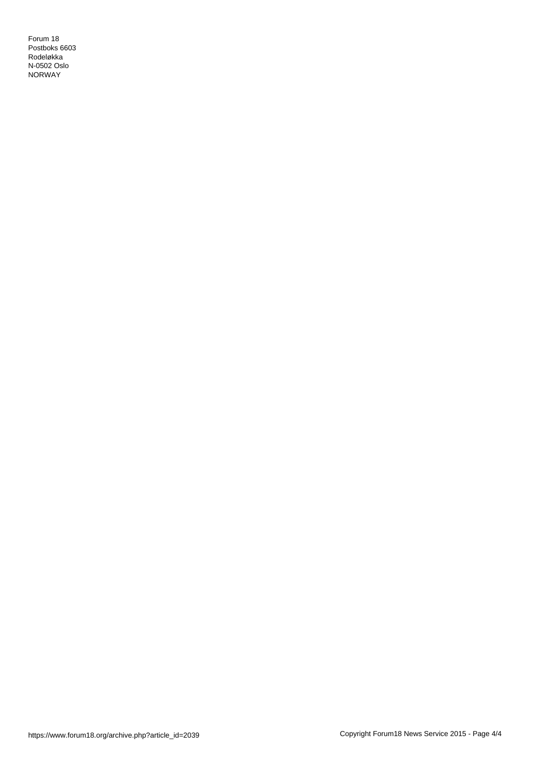Forum 18
Postboks 6603
Rodeløkka
N-0502 Oslo
NORWAY